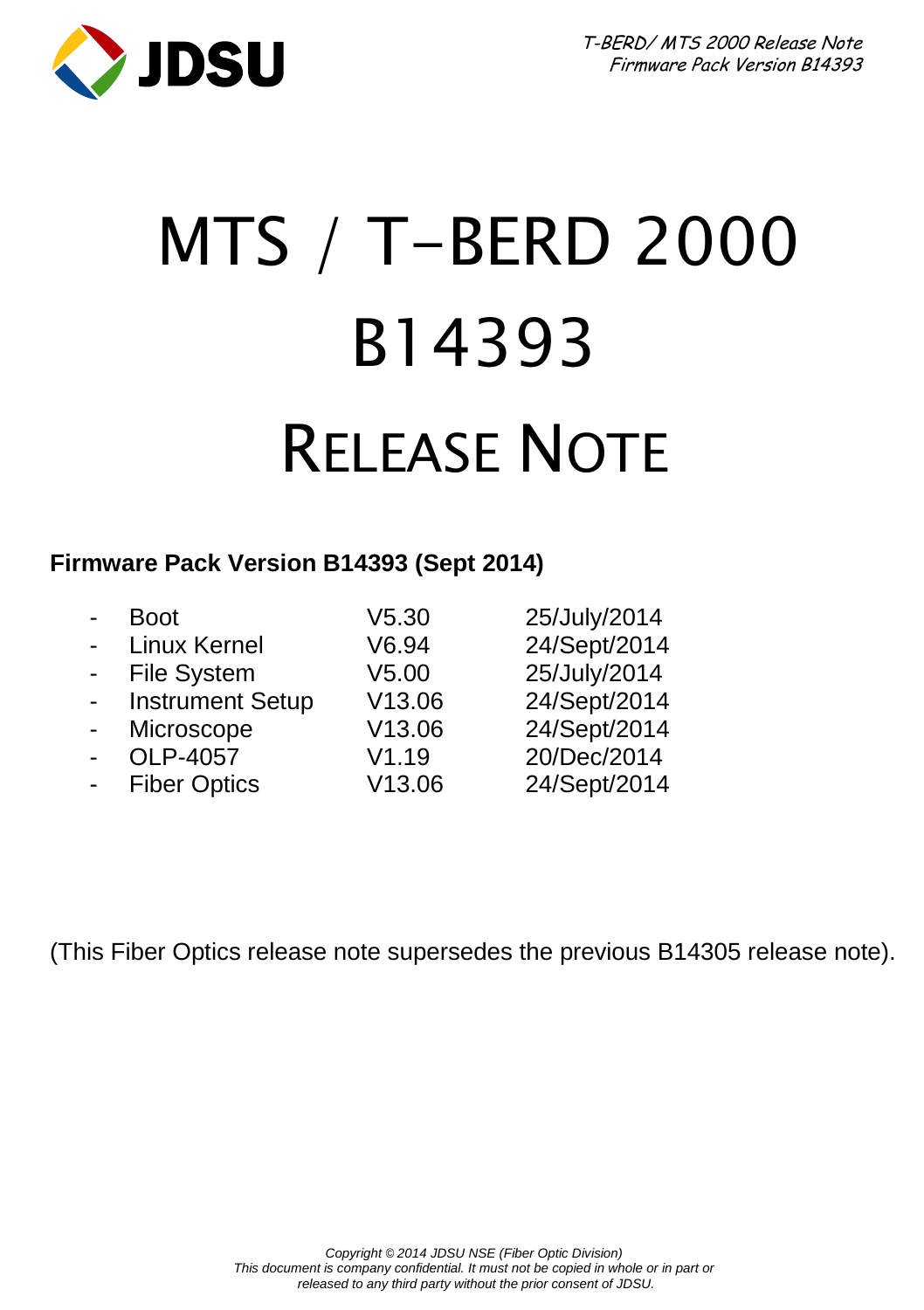# MTS / T-BERD 2000

# B14393

# RELEASE NOTE

**Firmware Pack Version B14393 (Sept 2014)**

| Component | Version | Date |
| --- | --- | --- |
| Boot | V5.30 | 25/July/2014 |
| Linux Kernel | V6.94 | 24/Sept/2014 |
| File System | V5.00 | 25/July/2014 |
| Instrument Setup | V13.06 | 24/Sept/2014 |
| Microscope | V13.06 | 24/Sept/2014 |
| OLP-4057 | V1.19 | 20/Dec/2014 |
| Fiber Optics | V13.06 | 24/Sept/2014 |

(This Fiber Optics release note supersedes the previous B14305 release note).

*Copyright © 2014 JDSU NSE (Fiber Optic Division)*
*This document is company confidential. It must not be copied in whole or in part or released to any third party without the prior consent of JDSU.*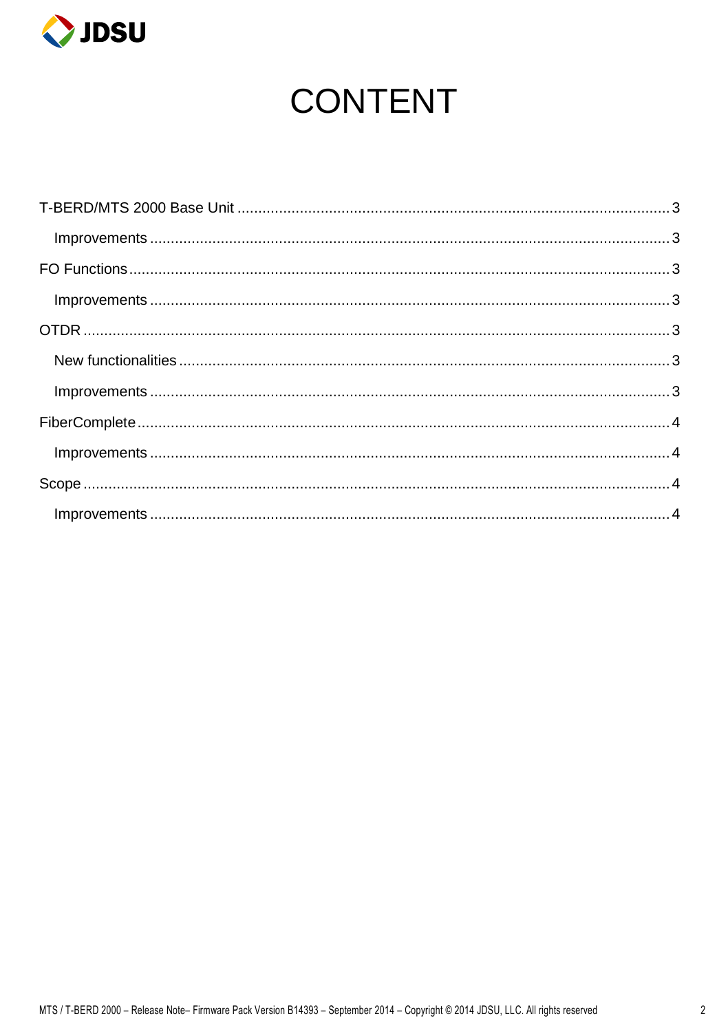# CONTENT

- T-BERD/MTS 2000 Base Unit ..... 3
  - Improvements ..... 3
- FO Functions ..... 3
  - Improvements ..... 3
- OTDR ..... 3
  - New functionalities ..... 3
  - Improvements ..... 3
- FiberComplete ..... 4
  - Improvements ..... 4
- Scope ..... 4
  - Improvements ..... 4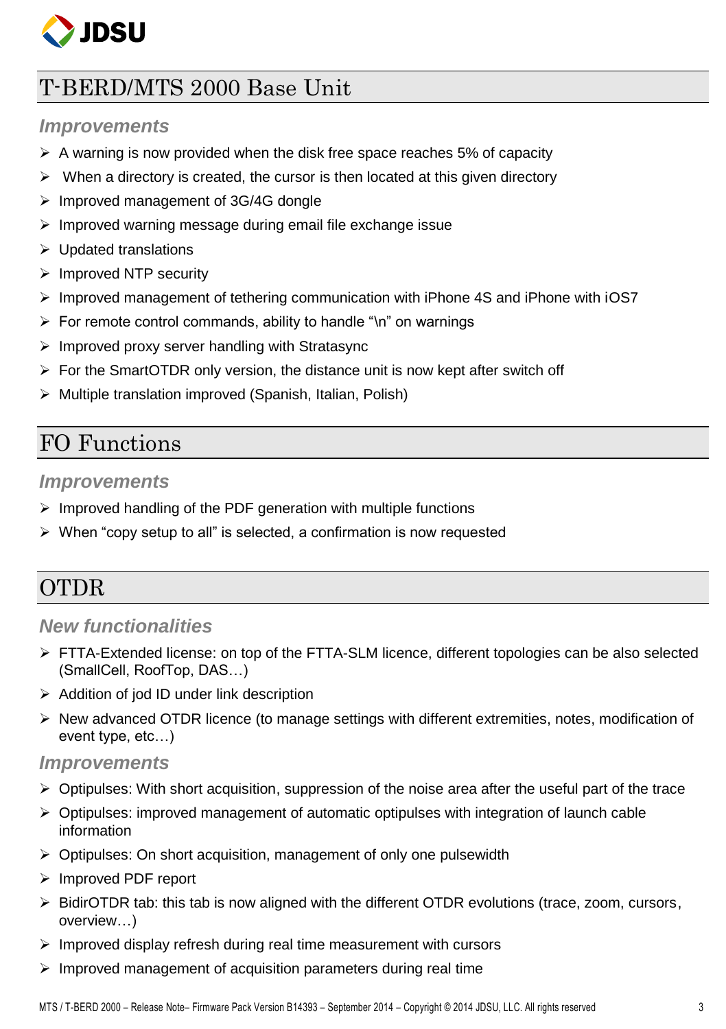# T-BERD/MTS 2000 Base Unit

### Improvements

- A warning is now provided when the disk free space reaches 5% of capacity
- When a directory is created, the cursor is then located at this given directory
- Improved management of 3G/4G dongle
- Improved warning message during email file exchange issue
- Updated translations
- Improved NTP security
- Improved management of tethering communication with iPhone 4S and iPhone with iOS7
- For remote control commands, ability to handle "\n" on warnings
- Improved proxy server handling with Stratasync
- For the SmartOTDR only version, the distance unit is now kept after switch off
- Multiple translation improved (Spanish, Italian, Polish)

# FO Functions

### Improvements

- Improved handling of the PDF generation with multiple functions
- When "copy setup to all" is selected, a confirmation is now requested

# OTDR

### New functionalities

- FTTA-Extended license: on top of the FTTA-SLM licence, different topologies can be also selected (SmallCell, RoofTop, DAS…)
- Addition of jod ID under link description
- New advanced OTDR licence (to manage settings with different extremities, notes, modification of event type, etc…)

### Improvements

- Optipulses: With short acquisition, suppression of the noise area after the useful part of the trace
- Optipulses: improved management of automatic optipulses with integration of launch cable information
- Optipulses: On short acquisition, management of only one pulsewidth
- Improved PDF report
- BidirOTDR tab: this tab is now aligned with the different OTDR evolutions (trace, zoom, cursors, overview…)
- Improved display refresh during real time measurement with cursors
- Improved management of acquisition parameters during real time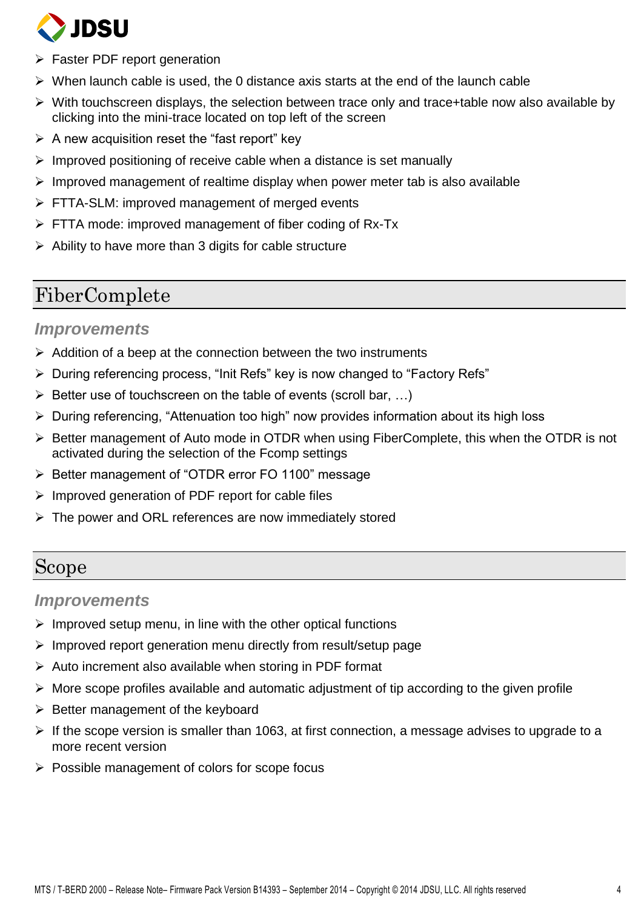- Faster PDF report generation
- When launch cable is used, the 0 distance axis starts at the end of the launch cable
- With touchscreen displays, the selection between trace only and trace+table now also available by clicking into the mini-trace located on top left of the screen
- A new acquisition reset the "fast report" key
- Improved positioning of receive cable when a distance is set manually
- Improved management of realtime display when power meter tab is also available
- FTTA-SLM: improved management of merged events
- FTTA mode: improved management of fiber coding of Rx-Tx
- Ability to have more than 3 digits for cable structure

## FiberComplete

### *Improvements*

- Addition of a beep at the connection between the two instruments
- During referencing process, "Init Refs" key is now changed to "Factory Refs"
- Better use of touchscreen on the table of events (scroll bar, …)
- During referencing, "Attenuation too high" now provides information about its high loss
- Better management of Auto mode in OTDR when using FiberComplete, this when the OTDR is not activated during the selection of the Fcomp settings
- Better management of "OTDR error FO 1100" message
- Improved generation of PDF report for cable files
- The power and ORL references are now immediately stored

## Scope

### *Improvements*

- Improved setup menu, in line with the other optical functions
- Improved report generation menu directly from result/setup page
- Auto increment also available when storing in PDF format
- More scope profiles available and automatic adjustment of tip according to the given profile
- Better management of the keyboard
- If the scope version is smaller than 1063, at first connection, a message advises to upgrade to a more recent version
- Possible management of colors for scope focus